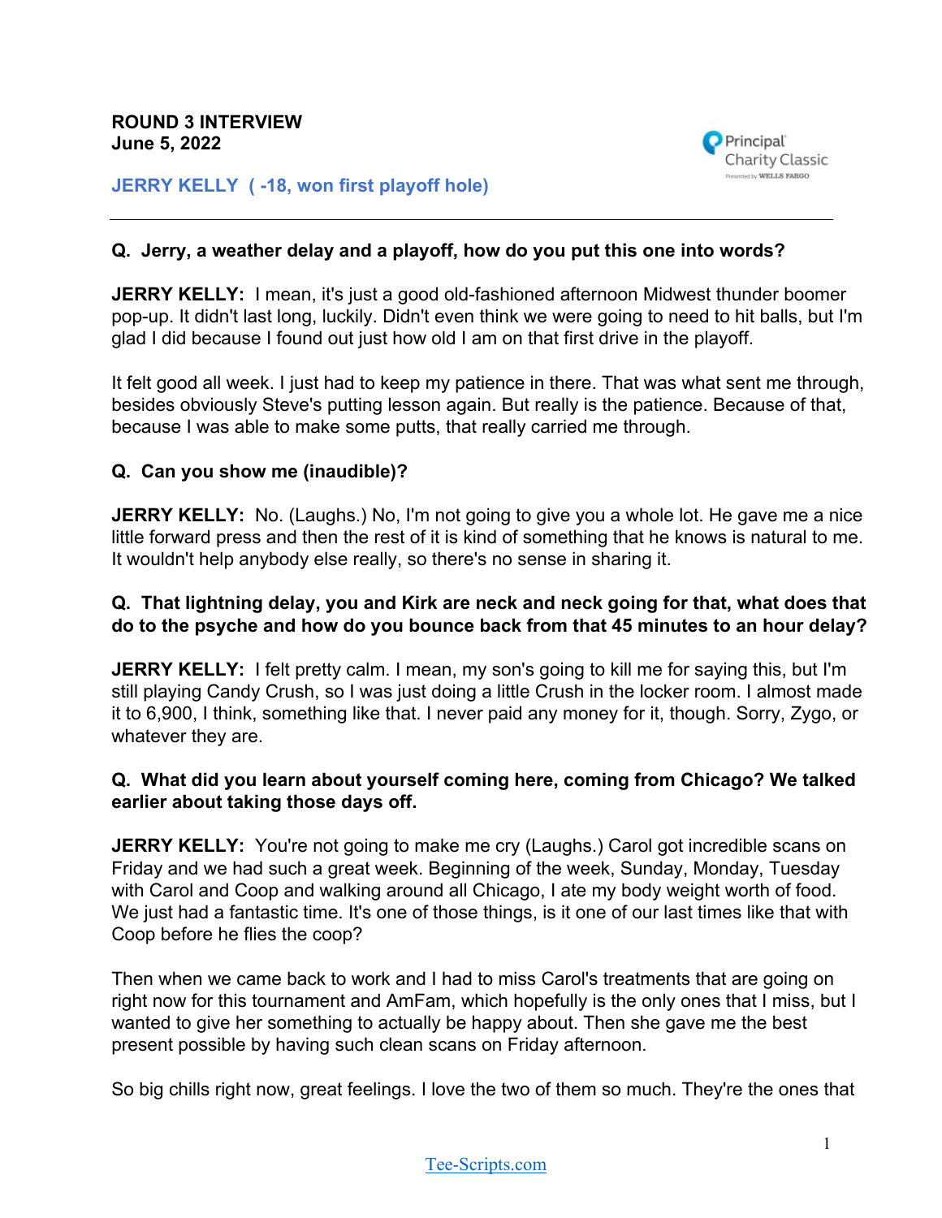**ROUND 3 INTERVIEW**
**June 5, 2022**

**JERRY KELLY ( -18, won first playoff hole)**

---

**Q. Jerry, a weather delay and a playoff, how do you put this one into words?**

**JERRY KELLY:** I mean, it's just a good old-fashioned afternoon Midwest thunder boomer pop-up. It didn't last long, luckily. Didn't even think we were going to need to hit balls, but I'm glad I did because I found out just how old I am on that first drive in the playoff.

It felt good all week. I just had to keep my patience in there. That was what sent me through, besides obviously Steve's putting lesson again. But really is the patience. Because of that, because I was able to make some putts, that really carried me through.

**Q. Can you show me (inaudible)?**

**JERRY KELLY:** No. (Laughs.) No, I'm not going to give you a whole lot. He gave me a nice little forward press and then the rest of it is kind of something that he knows is natural to me. It wouldn't help anybody else really, so there's no sense in sharing it.

**Q. That lightning delay, you and Kirk are neck and neck going for that, what does that do to the psyche and how do you bounce back from that 45 minutes to an hour delay?**

**JERRY KELLY:** I felt pretty calm. I mean, my son's going to kill me for saying this, but I'm still playing Candy Crush, so I was just doing a little Crush in the locker room. I almost made it to 6,900, I think, something like that. I never paid any money for it, though. Sorry, Zygo, or whatever they are.

**Q. What did you learn about yourself coming here, coming from Chicago? We talked earlier about taking those days off.**

**JERRY KELLY:** You're not going to make me cry (Laughs.) Carol got incredible scans on Friday and we had such a great week. Beginning of the week, Sunday, Monday, Tuesday with Carol and Coop and walking around all Chicago, I ate my body weight worth of food. We just had a fantastic time. It's one of those things, is it one of our last times like that with Coop before he flies the coop?

Then when we came back to work and I had to miss Carol's treatments that are going on right now for this tournament and AmFam, which hopefully is the only ones that I miss, but I wanted to give her something to actually be happy about. Then she gave me the best present possible by having such clean scans on Friday afternoon.

So big chills right now, great feelings. I love the two of them so much. They're the ones that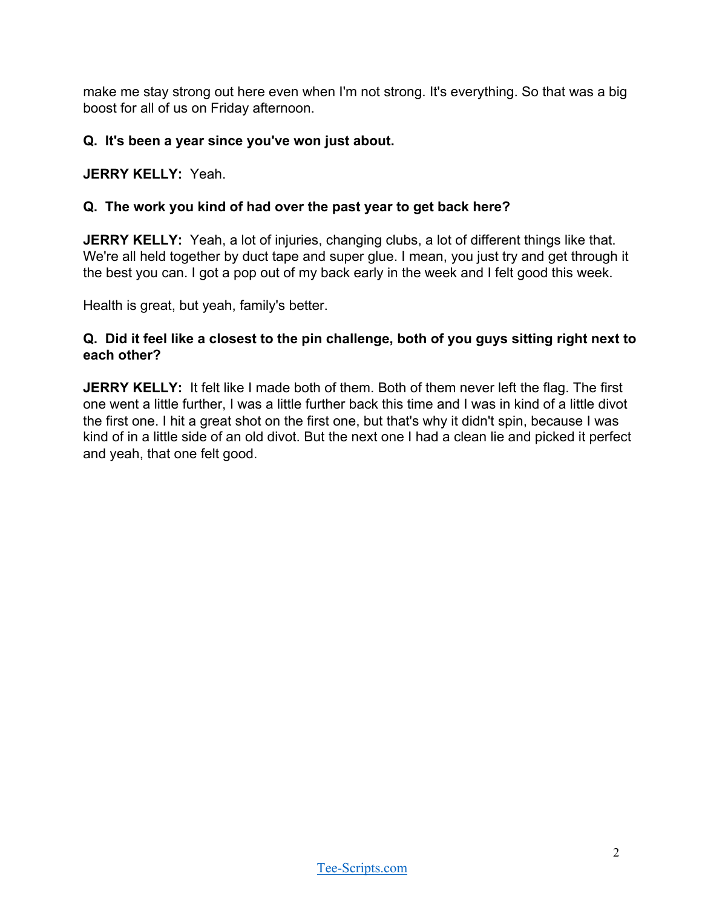make me stay strong out here even when I'm not strong. It's everything. So that was a big boost for all of us on Friday afternoon.

**Q. It's been a year since you've won just about.**

**JERRY KELLY:** Yeah.

**Q. The work you kind of had over the past year to get back here?**

**JERRY KELLY:** Yeah, a lot of injuries, changing clubs, a lot of different things like that. We're all held together by duct tape and super glue. I mean, you just try and get through it the best you can. I got a pop out of my back early in the week and I felt good this week.

Health is great, but yeah, family's better.

**Q. Did it feel like a closest to the pin challenge, both of you guys sitting right next to each other?**

**JERRY KELLY:** It felt like I made both of them. Both of them never left the flag. The first one went a little further, I was a little further back this time and I was in kind of a little divot the first one. I hit a great shot on the first one, but that's why it didn't spin, because I was kind of in a little side of an old divot. But the next one I had a clean lie and picked it perfect and yeah, that one felt good.

Tee-Scripts.com